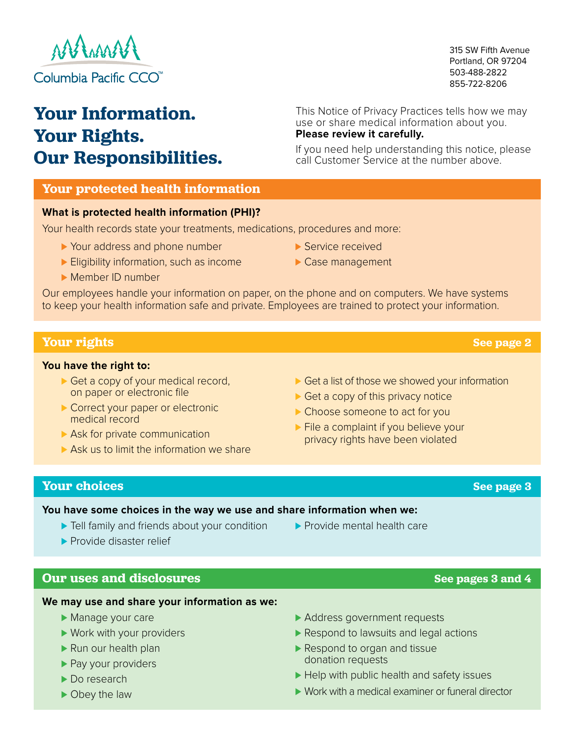Columbia Pacific CCO™

315 SW Fifth Avenue
Portland, OR 97204
503-488-2822
855-722-8206

# Your Information. Your Rights. Our Responsibilities.

This Notice of Privacy Practices tells how we may use or share medical information about you. **Please review it carefully.**

If you need help understanding this notice, please call Customer Service at the number above.

## Your protected health information

**What is protected health information (PHI)?**

Your health records state your treatments, medications, procedures and more:

- Your address and phone number
- Eligibility information, such as income
- Member ID number
- Service received
- Case management

Our employees handle your information on paper, on the phone and on computers. We have systems to keep your health information safe and private. Employees are trained to protect your information.

## Your rights — See page 2

**You have the right to:**

- Get a copy of your medical record, on paper or electronic file
- Correct your paper or electronic medical record
- Ask for private communication
- Ask us to limit the information we share
- Get a list of those we showed your information
- Get a copy of this privacy notice
- Choose someone to act for you
- File a complaint if you believe your privacy rights have been violated

## Your choices — See page 3

**You have some choices in the way we use and share information when we:**

- Tell family and friends about your condition
- Provide disaster relief
- Provide mental health care

## Our uses and disclosures — See pages 3 and 4

**We may use and share your information as we:**

- Manage your care
- Work with your providers
- Run our health plan
- Pay your providers
- Do research
- Obey the law
- Address government requests
- Respond to lawsuits and legal actions
- Respond to organ and tissue donation requests
- Help with public health and safety issues
- Work with a medical examiner or funeral director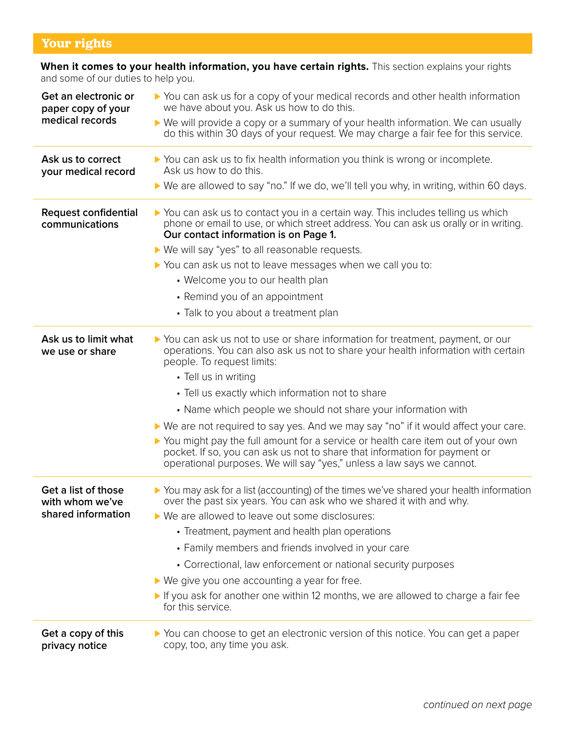## Your rights

**When it comes to your health information, you have certain rights.** This section explains your rights and some of our duties to help you.

**Get an electronic or paper copy of your medical records**

- You can ask us for a copy of your medical records and other health information we have about you. Ask us how to do this.
- We will provide a copy or a summary of your health information. We can usually do this within 30 days of your request. We may charge a fair fee for this service.

**Ask us to correct your medical record**

- You can ask us to fix health information you think is wrong or incomplete. Ask us how to do this.
- We are allowed to say "no." If we do, we'll tell you why, in writing, within 60 days.

**Request confidential communications**

- You can ask us to contact you in a certain way. This includes telling us which phone or email to use, or which street address. You can ask us orally or in writing. **Our contact information is on Page 1.**
- We will say "yes" to all reasonable requests.
- You can ask us not to leave messages when we call you to:
  - Welcome you to our health plan
  - Remind you of an appointment
  - Talk to you about a treatment plan

**Ask us to limit what we use or share**

- You can ask us not to use or share information for treatment, payment, or our operations. You can also ask us not to share your health information with certain people. To request limits:
  - Tell us in writing
  - Tell us exactly which information not to share
  - Name which people we should not share your information with
- We are not required to say yes. And we may say "no" if it would affect your care.
- You might pay the full amount for a service or health care item out of your own pocket. If so, you can ask us not to share that information for payment or operational purposes. We will say "yes," unless a law says we cannot.

**Get a list of those with whom we've shared information**

- You may ask for a list (accounting) of the times we've shared your health information over the past six years. You can ask who we shared it with and why.
- We are allowed to leave out some disclosures:
  - Treatment, payment and health plan operations
  - Family members and friends involved in your care
  - Correctional, law enforcement or national security purposes
- We give you one accounting a year for free.
- If you ask for another one within 12 months, we are allowed to charge a fair fee for this service.

**Get a copy of this privacy notice**

- You can choose to get an electronic version of this notice. You can get a paper copy, too, any time you ask.

*continued on next page*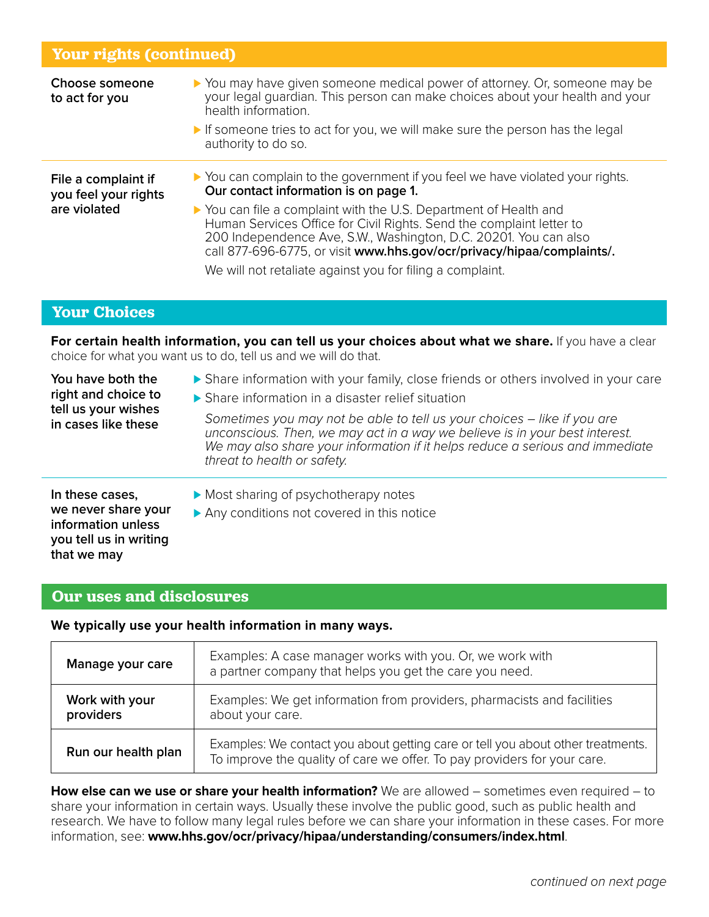## Your rights (continued)

| | |
|---|---|
| **Choose someone to act for you** | ▶ You may have given someone medical power of attorney. Or, someone may be your legal guardian. This person can make choices about your health and your health information.<br>▶ If someone tries to act for you, we will make sure the person has the legal authority to do so. |
| **File a complaint if you feel your rights are violated** | ▶ You can complain to the government if you feel we have violated your rights. **Our contact information is on page 1.**<br>▶ You can file a complaint with the U.S. Department of Health and Human Services Office for Civil Rights. Send the complaint letter to 200 Independence Ave, S.W., Washington, D.C. 20201. You can also call 877-696-6775, or visit **www.hhs.gov/ocr/privacy/hipaa/complaints/.**<br>We will not retaliate against you for filing a complaint. |

## Your Choices

**For certain health information, you can tell us your choices about what we share.** If you have a clear choice for what you want us to do, tell us and we will do that.

| | |
|---|---|
| **You have both the right and choice to tell us your wishes in cases like these** | ▶ Share information with your family, close friends or others involved in your care<br>▶ Share information in a disaster relief situation<br>*Sometimes you may not be able to tell us your choices – like if you are unconscious. Then, we may act in a way we believe is in your best interest. We may also share your information if it helps reduce a serious and immediate threat to health or safety.* |
| **In these cases, we never share your information unless you tell us in writing that we may** | ▶ Most sharing of psychotherapy notes<br>▶ Any conditions not covered in this notice |

## Our uses and disclosures

**We typically use your health information in many ways.**

| | |
|---|---|
| **Manage your care** | Examples: A case manager works with you. Or, we work with a partner company that helps you get the care you need. |
| **Work with your providers** | Examples: We get information from providers, pharmacists and facilities about your care. |
| **Run our health plan** | Examples: We contact you about getting care or tell you about other treatments. To improve the quality of care we offer. To pay providers for your care. |

**How else can we use or share your health information?** We are allowed – sometimes even required – to share your information in certain ways. Usually these involve the public good, such as public health and research. We have to follow many legal rules before we can share your information in these cases. For more information, see: **www.hhs.gov/ocr/privacy/hipaa/understanding/consumers/index.html**.

*continued on next page*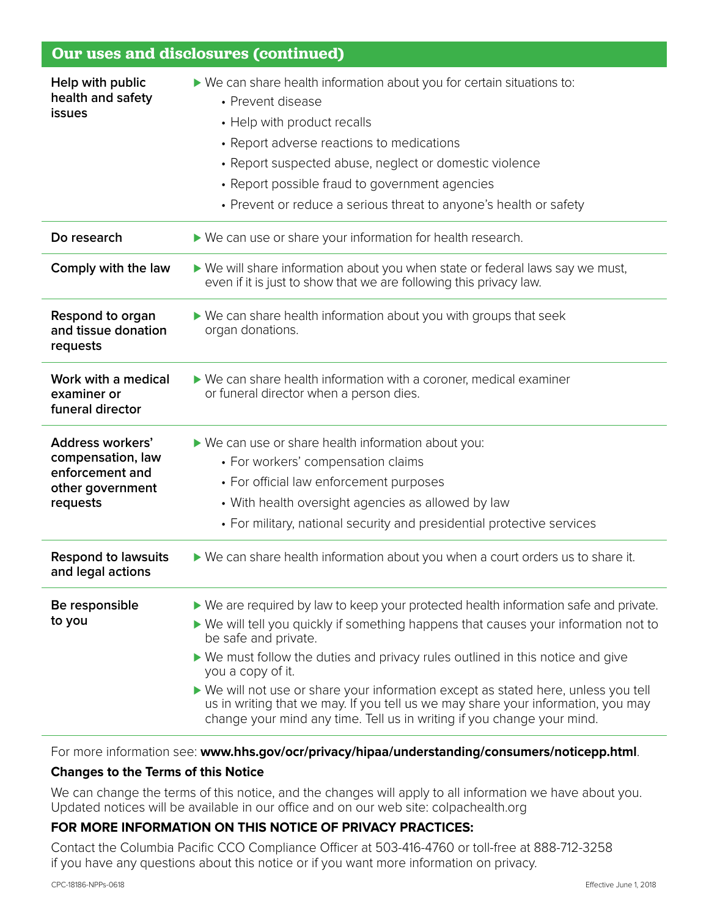## Our uses and disclosures (continued)

| | |
|---|---|
| **Help with public health and safety issues** | ▶ We can share health information about you for certain situations to:<br>• Prevent disease<br>• Help with product recalls<br>• Report adverse reactions to medications<br>• Report suspected abuse, neglect or domestic violence<br>• Report possible fraud to government agencies<br>• Prevent or reduce a serious threat to anyone's health or safety |
| **Do research** | ▶ We can use or share your information for health research. |
| **Comply with the law** | ▶ We will share information about you when state or federal laws say we must, even if it is just to show that we are following this privacy law. |
| **Respond to organ and tissue donation requests** | ▶ We can share health information about you with groups that seek organ donations. |
| **Work with a medical examiner or funeral director** | ▶ We can share health information with a coroner, medical examiner or funeral director when a person dies. |
| **Address workers' compensation, law enforcement and other government requests** | ▶ We can use or share health information about you:<br>• For workers' compensation claims<br>• For official law enforcement purposes<br>• With health oversight agencies as allowed by law<br>• For military, national security and presidential protective services |
| **Respond to lawsuits and legal actions** | ▶ We can share health information about you when a court orders us to share it. |
| **Be responsible to you** | ▶ We are required by law to keep your protected health information safe and private.<br>▶ We will tell you quickly if something happens that causes your information not to be safe and private.<br>▶ We must follow the duties and privacy rules outlined in this notice and give you a copy of it.<br>▶ We will not use or share your information except as stated here, unless you tell us in writing that we may. If you tell us we may share your information, you may change your mind any time. Tell us in writing if you change your mind. |

For more information see: **www.hhs.gov/ocr/privacy/hipaa/understanding/consumers/noticepp.html**.

### Changes to the Terms of this Notice

We can change the terms of this notice, and the changes will apply to all information we have about you. Updated notices will be available in our office and on our web site: colpachealth.org

### FOR MORE INFORMATION ON THIS NOTICE OF PRIVACY PRACTICES:

Contact the Columbia Pacific CCO Compliance Officer at 503-416-4760 or toll-free at 888-712-3258 if you have any questions about this notice or if you want more information on privacy.

CPC-18186-NPPs-0618

Effective June 1, 2018